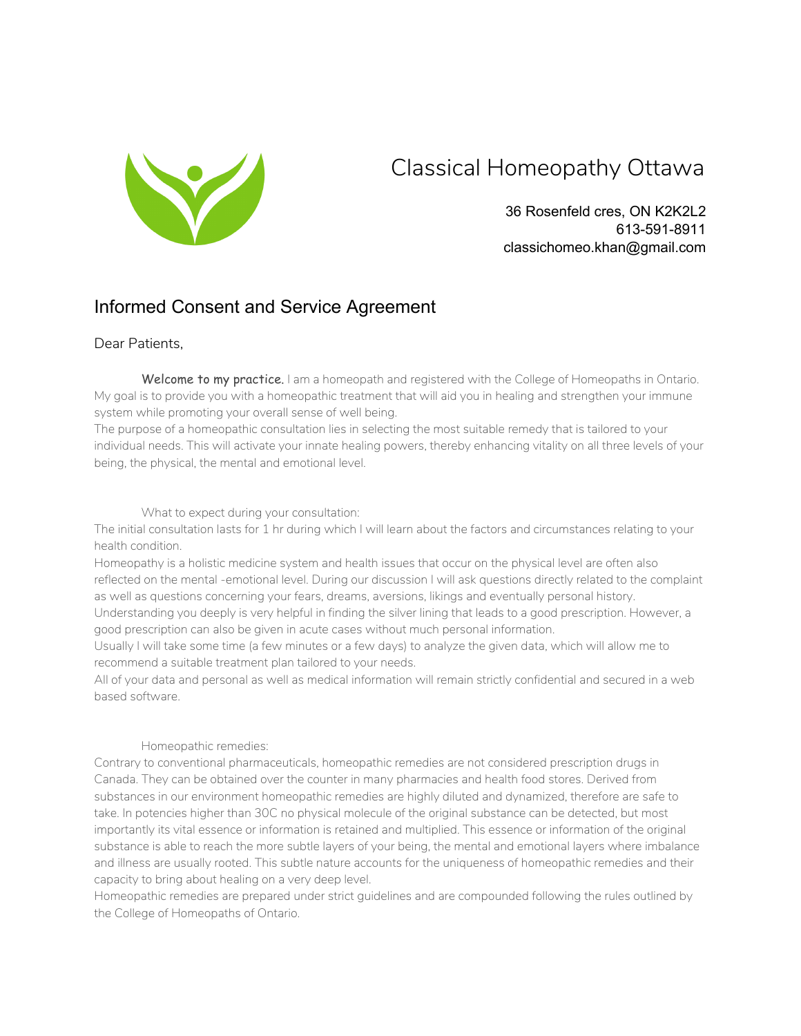# Classical Homeopathy Ottawa

36 Rosenfeld cres, ON K2K2L2
613-591-8911
classichomeo.khan@gmail.com

## Informed Consent and Service Agreement

Dear Patients,

**Welcome to my practice.** I am a homeopath and registered with the College of Homeopaths in Ontario. My goal is to provide you with a homeopathic treatment that will aid you in healing and strengthen your immune system while promoting your overall sense of well being.
The purpose of a homeopathic consultation lies in selecting the most suitable remedy that is tailored to your individual needs. This will activate your innate healing powers, thereby enhancing vitality on all three levels of your being, the physical, the mental and emotional level.

What to expect during your consultation:
The initial consultation lasts for 1 hr during which I will learn about the factors and circumstances relating to your health condition.
Homeopathy is a holistic medicine system and health issues that occur on the physical level are often also reflected on the mental -emotional level. During our discussion I will ask questions directly related to the complaint as well as questions concerning your fears, dreams, aversions, likings and eventually personal history.
Understanding you deeply is very helpful in finding the silver lining that leads to a good prescription. However, a good prescription can also be given in acute cases without much personal information.
Usually I will take some time (a few minutes or a few days) to analyze the given data, which will allow me to recommend a suitable treatment plan tailored to your needs.
All of your data and personal as well as medical information will remain strictly confidential and secured in a web based software.

Homeopathic remedies:
Contrary to conventional pharmaceuticals, homeopathic remedies are not considered prescription drugs in Canada. They can be obtained over the counter in many pharmacies and health food stores. Derived from substances in our environment homeopathic remedies are highly diluted and dynamized, therefore are safe to take. In potencies higher than 30C no physical molecule of the original substance can be detected, but most importantly its vital essence or information is retained and multiplied. This essence or information of the original substance is able to reach the more subtle layers of your being, the mental and emotional layers where imbalance and illness are usually rooted. This subtle nature accounts for the uniqueness of homeopathic remedies and their capacity to bring about healing on a very deep level.
Homeopathic remedies are prepared under strict guidelines and are compounded following the rules outlined by the College of Homeopaths of Ontario.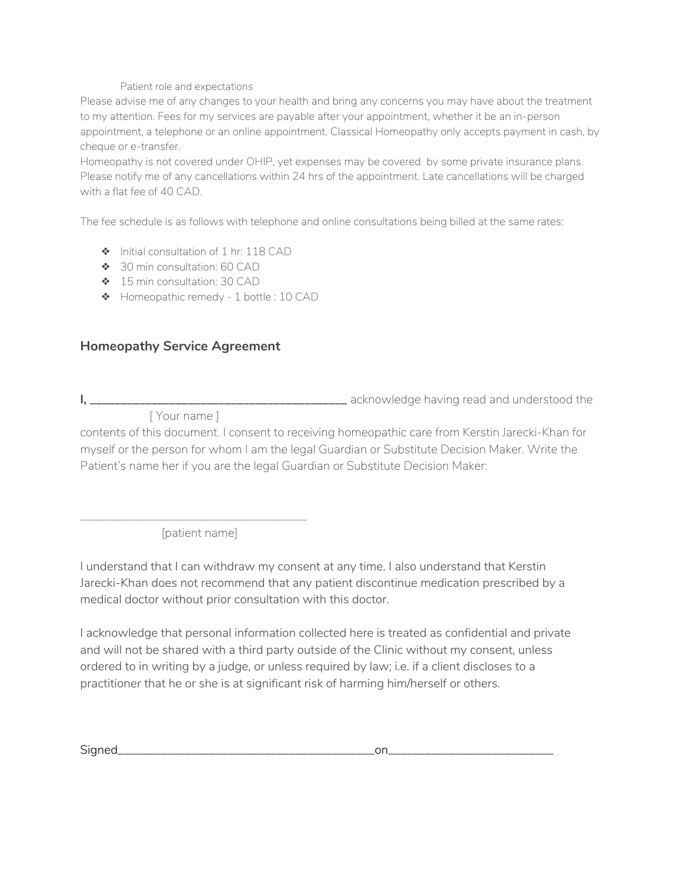Patient role and expectations

Please advise me of any changes to your health and bring any concerns you may have about the treatment to my attention. Fees for my services are payable after your appointment, whether it be an in-person appointment, a telephone or an online appointment. Classical Homeopathy only accepts payment in cash, by cheque or e-transfer.

Homeopathy is not covered under OHIP, yet expenses may be covered by some private insurance plans. Please notify me of any cancellations within 24 hrs of the appointment. Late cancellations will be charged with a flat fee of 40 CAD.

The fee schedule is as follows with telephone and online consultations being billed at the same rates:

- Initial consultation of 1 hr: 118 CAD
- 30 min consultation: 60 CAD
- 15 min consultation: 30 CAD
- Homeopathic remedy - 1 bottle : 10 CAD

### Homeopathy Service Agreement

**I, ________________________________________** acknowledge having read and understood the
[ Your name ]
contents of this document. I consent to receiving homeopathic care from Kerstin Jarecki-Khan for myself or the person for whom I am the legal Guardian or Substitute Decision Maker. Write the Patient's name her if you are the legal Guardian or Substitute Decision Maker:

________________________________________
[patient name]

I understand that I can withdraw my consent at any time. I also understand that Kerstin Jarecki-Khan does not recommend that any patient discontinue medication prescribed by a medical doctor without prior consultation with this doctor.

I acknowledge that personal information collected here is treated as confidential and private and will not be shared with a third party outside of the Clinic without my consent, unless ordered to in writing by a judge, or unless required by law; i.e. if a client discloses to a practitioner that he or she is at significant risk of harming him/herself or others.

Signed___________________________________________on__________________________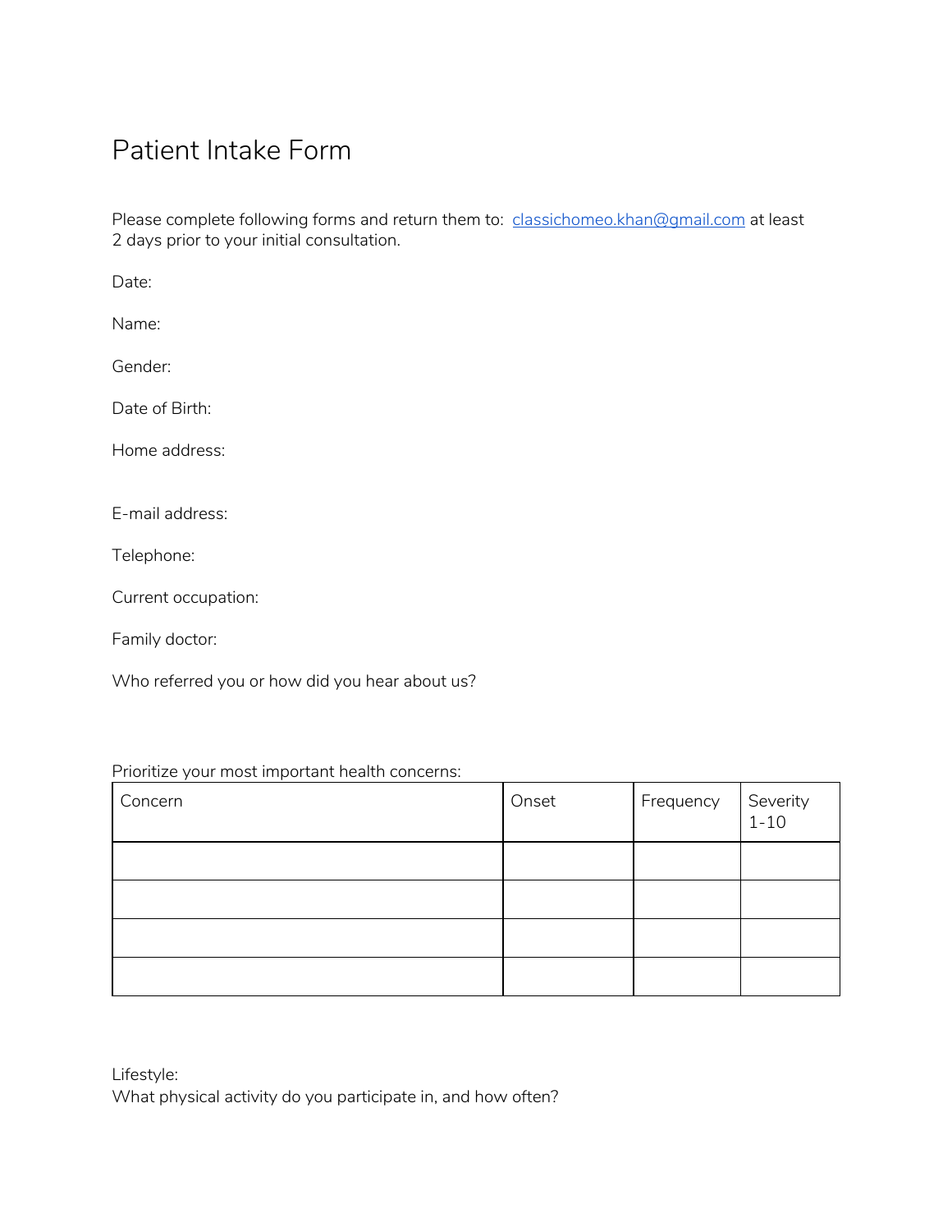# Patient Intake Form

Please complete following forms and return them to: classichomeo.khan@gmail.com at least 2 days prior to your initial consultation.

Date:

Name:

Gender:

Date of Birth:

Home address:

E-mail address:

Telephone:

Current occupation:

Family doctor:

Who referred you or how did you hear about us?

Prioritize your most important health concerns:

| Concern | Onset | Frequency | Severity 1-10 |
|---|---|---|---|
| | | | |
| | | | |
| | | | |
| | | | |

Lifestyle:
What physical activity do you participate in, and how often?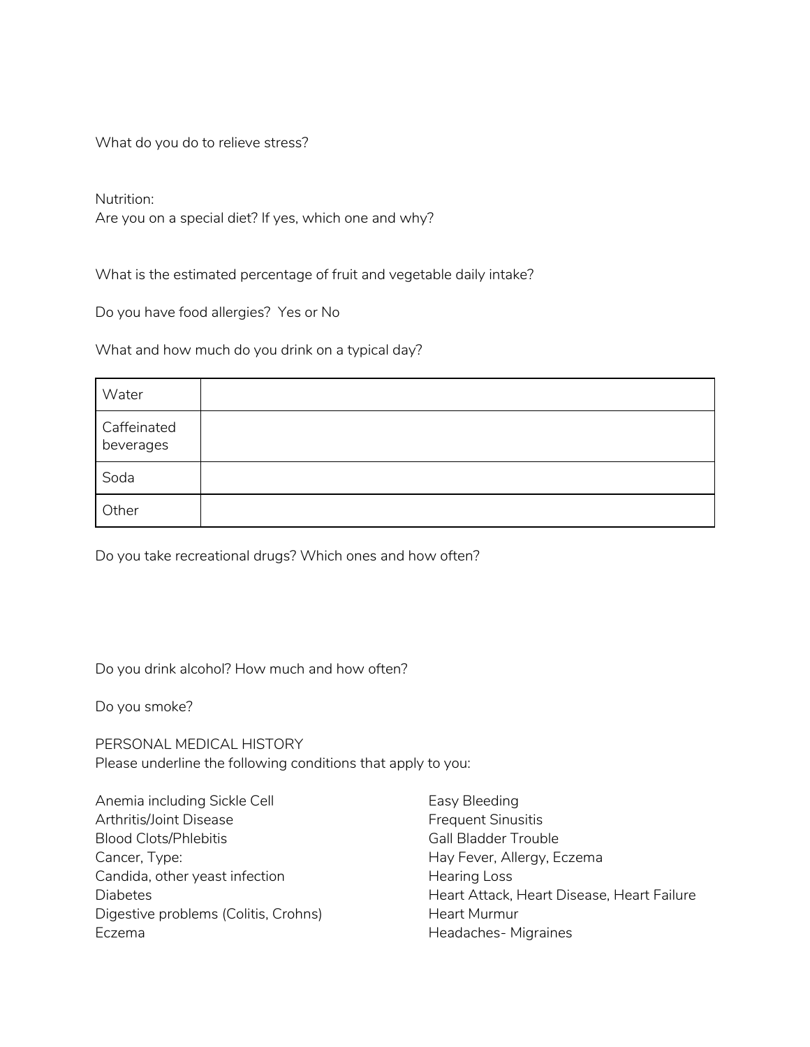What do you do to relieve stress?

Nutrition:
Are you on a special diet? If yes, which one and why?

What is the estimated percentage of fruit and vegetable daily intake?

Do you have food allergies?  Yes or No

What and how much do you drink on a typical day?

| Water | |
|---|---|
| Caffeinated beverages | |
| Soda | |
| Other | |

Do you take recreational drugs? Which ones and how often?

Do you drink alcohol? How much and how often?

Do you smoke?

PERSONAL MEDICAL HISTORY
Please underline the following conditions that apply to you:

Anemia including Sickle Cell
Arthritis/Joint Disease
Blood Clots/Phlebitis
Cancer, Type:
Candida, other yeast infection
Diabetes
Digestive problems (Colitis, Crohns)
Eczema
Easy Bleeding
Frequent Sinusitis
Gall Bladder Trouble
Hay Fever, Allergy, Eczema
Hearing Loss
Heart Attack, Heart Disease, Heart Failure
Heart Murmur
Headaches- Migraines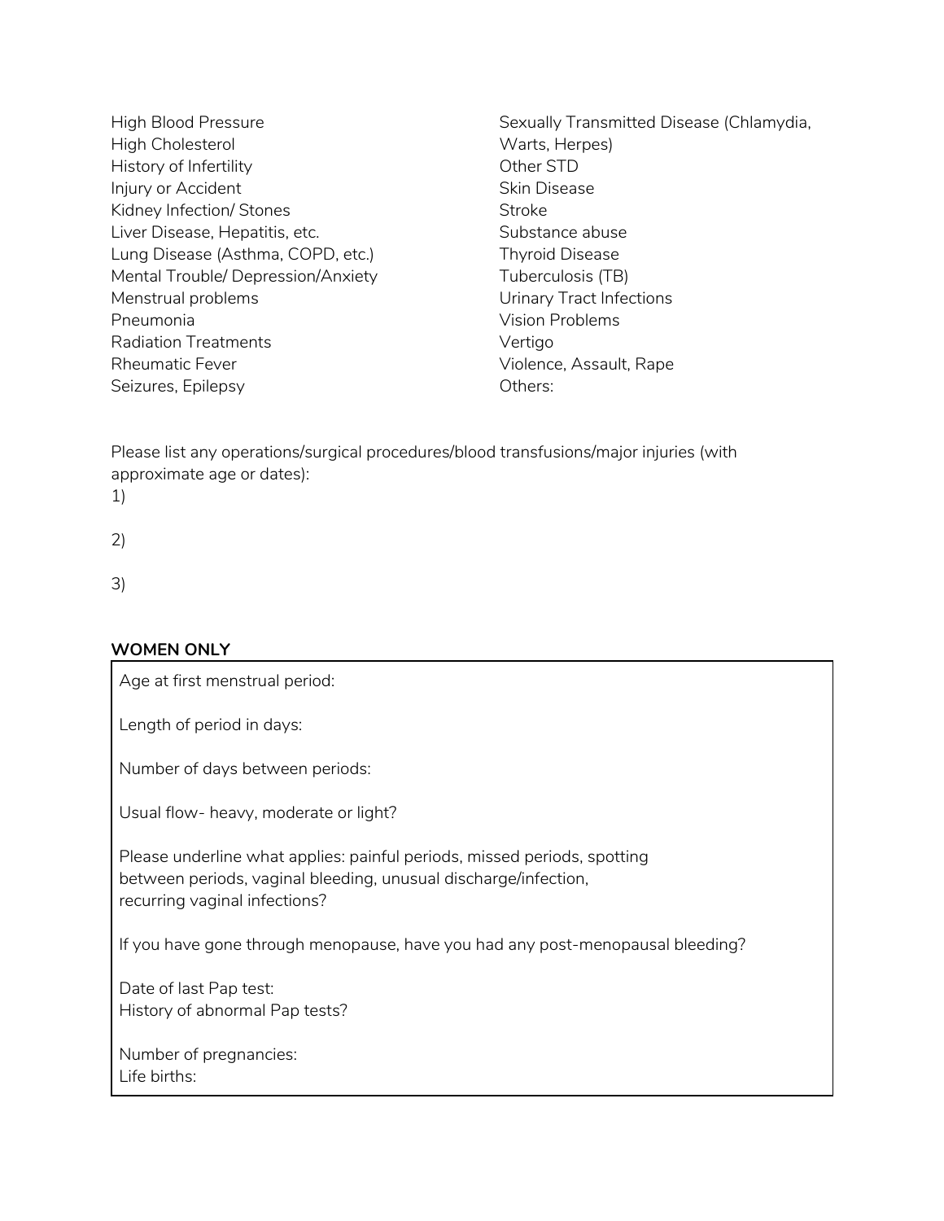High Blood Pressure
High Cholesterol
History of Infertility
Injury or Accident
Kidney Infection/ Stones
Liver Disease, Hepatitis, etc.
Lung Disease (Asthma, COPD, etc.)
Mental Trouble/ Depression/Anxiety
Menstrual problems
Pneumonia
Radiation Treatments
Rheumatic Fever
Seizures, Epilepsy
Sexually Transmitted Disease (Chlamydia, Warts, Herpes)
Other STD
Skin Disease
Stroke
Substance abuse
Thyroid Disease
Tuberculosis (TB)
Urinary Tract Infections
Vision Problems
Vertigo
Violence, Assault, Rape
Others:

Please list any operations/surgical procedures/blood transfusions/major injuries (with approximate age or dates):

1)

2)

3)

**WOMEN ONLY**

Age at first menstrual period:

Length of period in days:

Number of days between periods:

Usual flow- heavy, moderate or light?

Please underline what applies: painful periods, missed periods, spotting between periods, vaginal bleeding, unusual discharge/infection, recurring vaginal infections?

If you have gone through menopause, have you had any post-menopausal bleeding?

Date of last Pap test:
History of abnormal Pap tests?

Number of pregnancies:
Life births: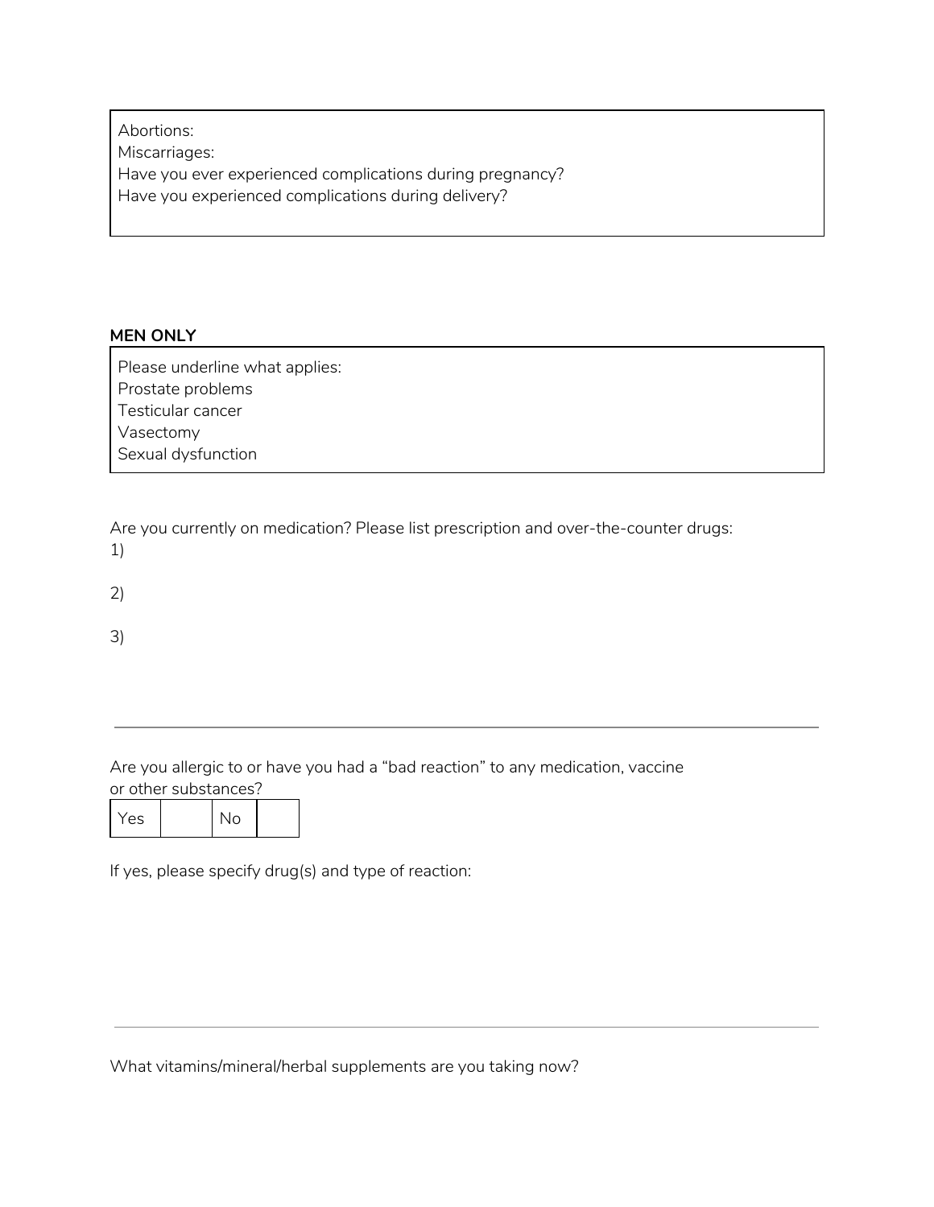Abortions:
Miscarriages:
Have you ever experienced complications during pregnancy?
Have you experienced complications during delivery?

**MEN ONLY**

Please underline what applies:
Prostate problems
Testicular cancer
Vasectomy
Sexual dysfunction

Are you currently on medication? Please list prescription and over-the-counter drugs:

1)

2)

3)

---

Are you allergic to or have you had a "bad reaction" to any medication, vaccine or other substances?

| Yes | | No | |
|---|---|---|---|

If yes, please specify drug(s) and type of reaction:

---

What vitamins/mineral/herbal supplements are you taking now?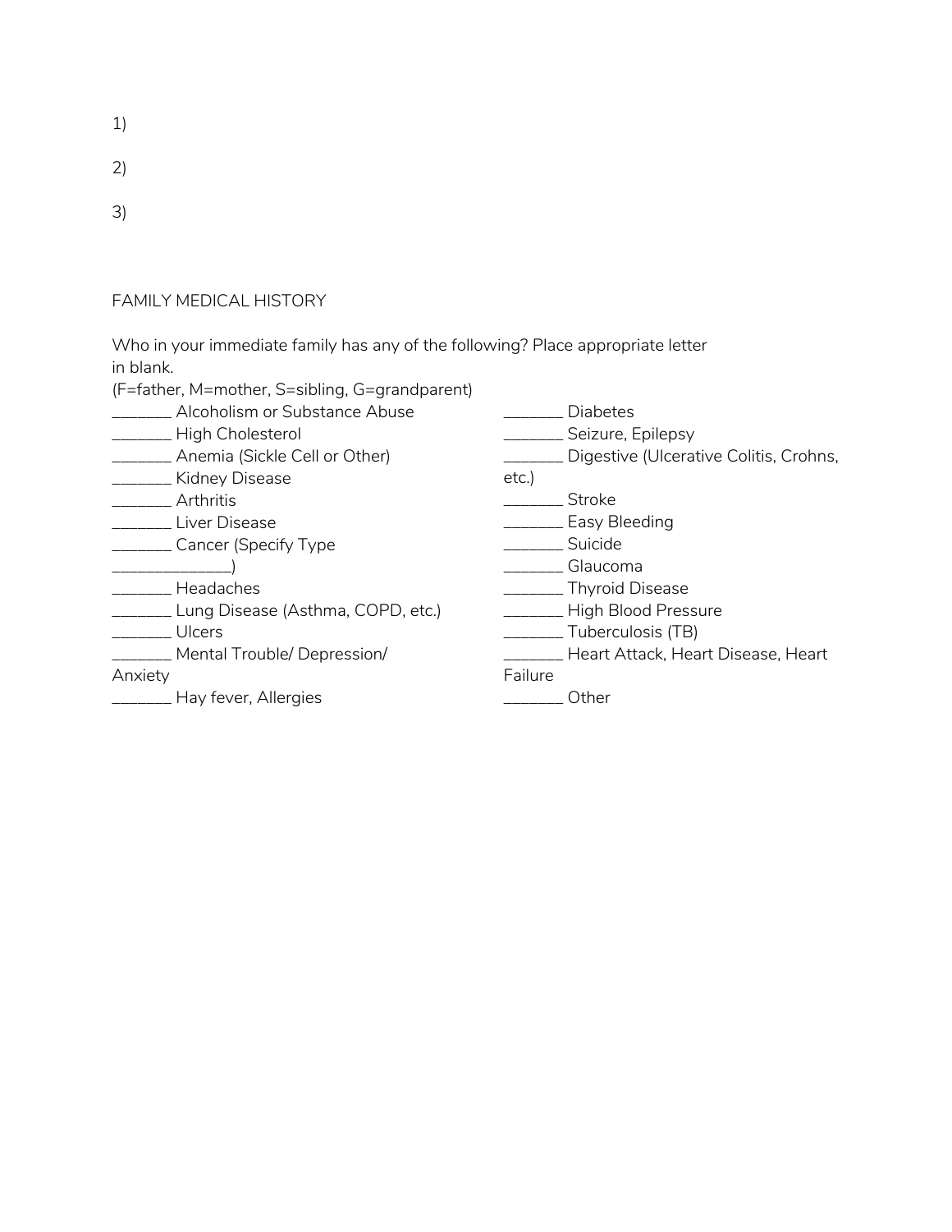1)

2)

3)

FAMILY MEDICAL HISTORY

Who in your immediate family has any of the following? Place appropriate letter in blank.
(F=father, M=mother, S=sibling, G=grandparent)

_______ Alcoholism or Substance Abuse
_______ High Cholesterol
_______ Anemia (Sickle Cell or Other)
_______ Kidney Disease
_______ Arthritis
_______ Liver Disease
_______ Cancer (Specify Type ______________)
_______ Headaches
_______ Lung Disease (Asthma, COPD, etc.)
_______ Ulcers
_______ Mental Trouble/ Depression/ Anxiety
_______ Hay fever, Allergies
_______ Diabetes
_______ Seizure, Epilepsy
_______ Digestive (Ulcerative Colitis, Crohns, etc.)
_______ Stroke
_______ Easy Bleeding
_______ Suicide
_______ Glaucoma
_______ Thyroid Disease
_______ High Blood Pressure
_______ Tuberculosis (TB)
_______ Heart Attack, Heart Disease, Heart Failure
_______ Other